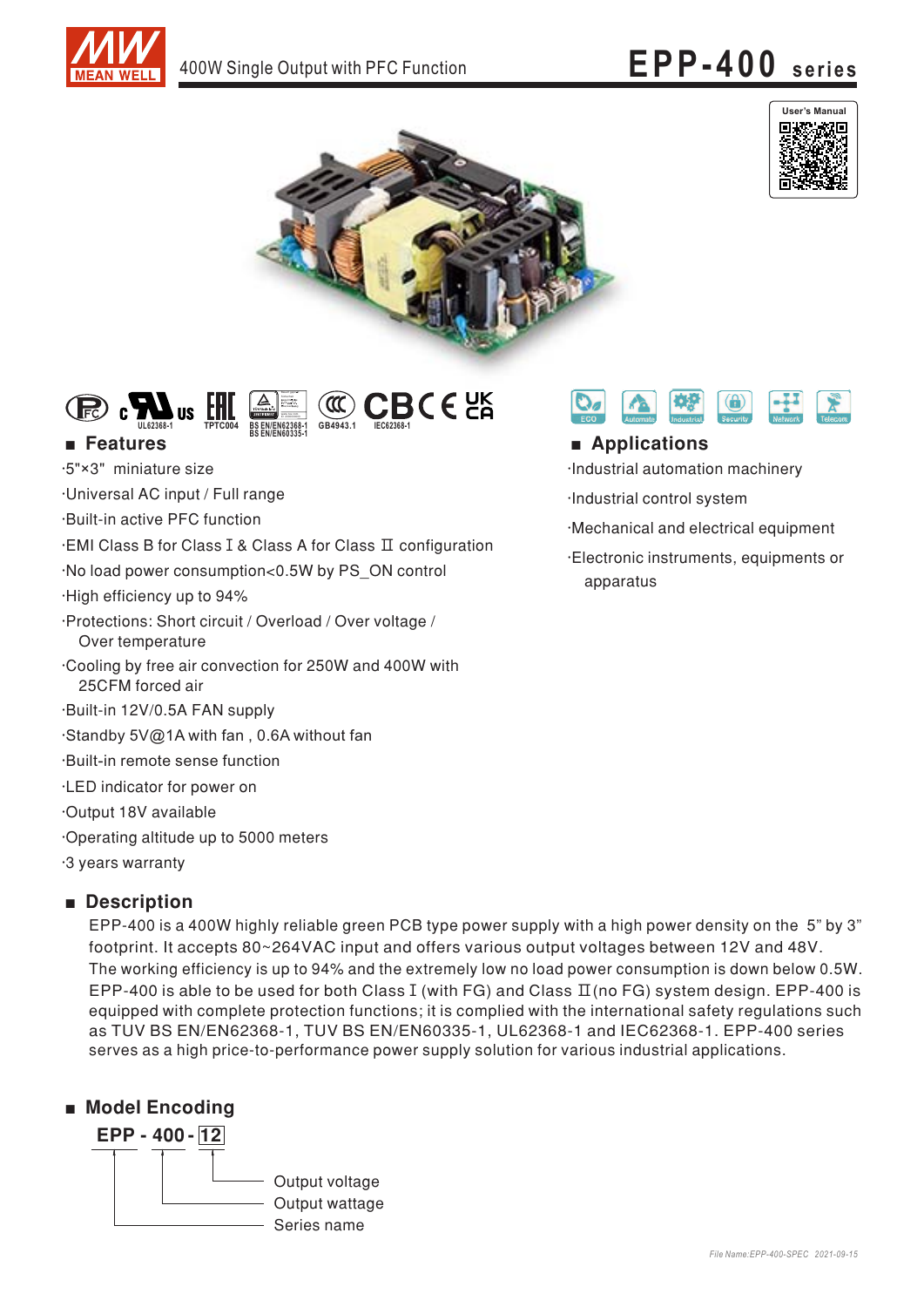# EPP-400 series

400W Single Output with PFC Function

## ■ Features

- ·5"×3" miniature size
- ·Universal AC input / Full range
- ·Built-in active PFC function
- ·EMI Class B for Class Ⅰ & Class A for Class Ⅱ configuration
- ·No load power consumption<0.5W by PS_ON control
- ·High efficiency up to 94%
- ·Protections: Short circuit / Overload / Over voltage / Over temperature
- ·Cooling by free air convection for 250W and 400W with 25CFM forced air
- ·Built-in 12V/0.5A FAN supply
- ·Standby 5V@1A with fan , 0.6A without fan
- ·Built-in remote sense function
- ·LED indicator for power on
- ·Output 18V available
- ·Operating altitude up to 5000 meters
- ·3 years warranty

## ■ Applications

- ·Industrial automation machinery
- ·Industrial control system
- ·Mechanical and electrical equipment
- ·Electronic instruments, equipments or apparatus

## ■ Description

EPP-400 is a 400W highly reliable green PCB type power supply with a high power density on the 5" by 3" footprint. It accepts 80~264VAC input and offers various output voltages between 12V and 48V. The working efficiency is up to 94% and the extremely low no load power consumption is down below 0.5W. EPP-400 is able to be used for both Class Ⅰ (with FG) and Class Ⅱ(no FG) system design. EPP-400 is equipped with complete protection functions; it is complied with the international safety regulations such as TUV BS EN/EN62368-1, TUV BS EN/EN60335-1, UL62368-1 and IEC62368-1. EPP-400 series serves as a high price-to-performance power supply solution for various industrial applications.

## ■ Model Encoding

EPP - 400 - 12

- 12: Output voltage
- 400: Output wattage
- EPP: Series name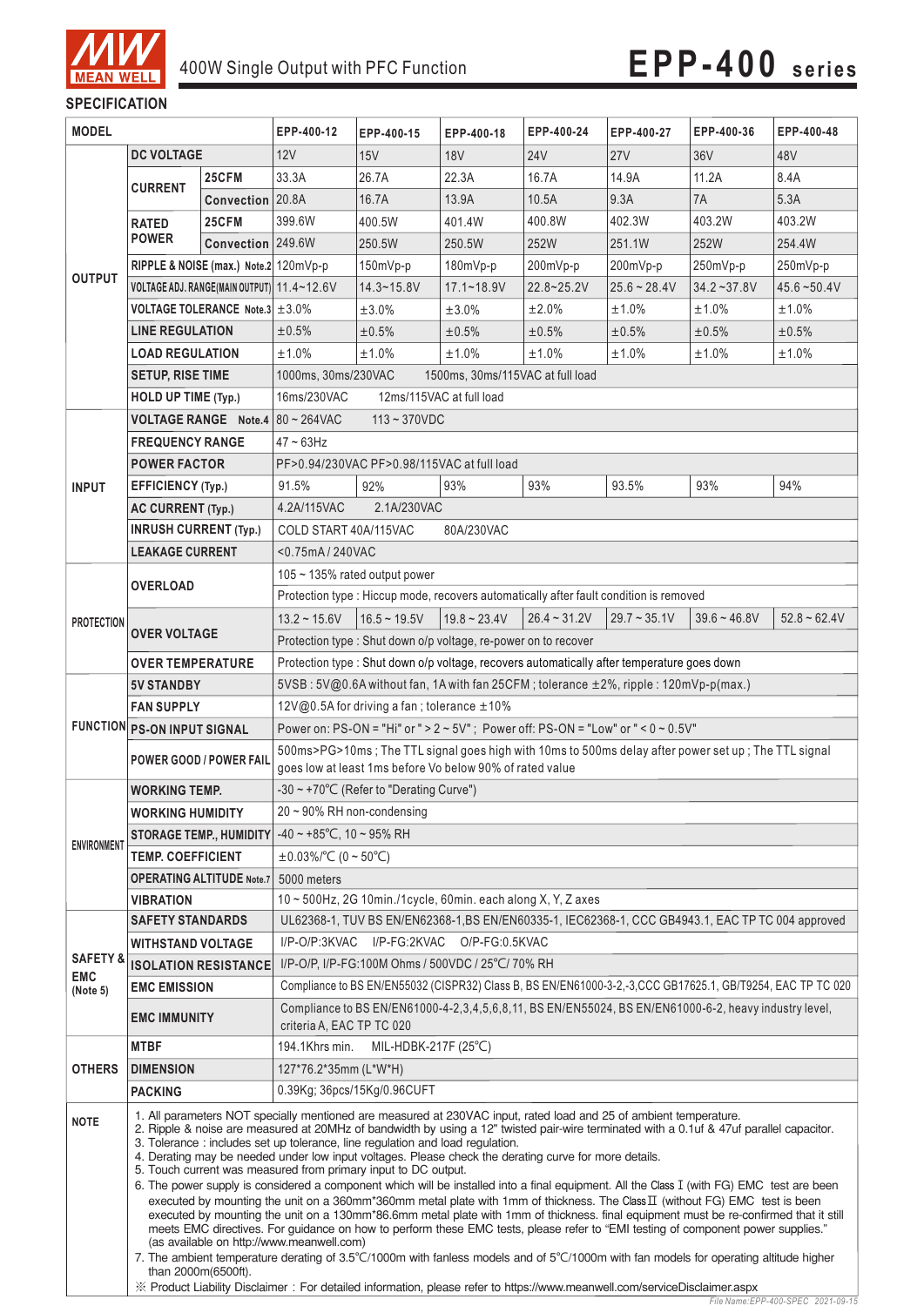400W Single Output with PFC Function

# EPP-400 series

## SPECIFICATION

| MODEL | | | EPP-400-12 | EPP-400-15 | EPP-400-18 | EPP-400-24 | EPP-400-27 | EPP-400-36 | EPP-400-48 |
|---|---|---|---|---|---|---|---|---|---|
| OUTPUT | DC VOLTAGE | | 12V | 15V | 18V | 24V | 27V | 36V | 48V |
| | CURRENT | 25CFM | 33.3A | 26.7A | 22.3A | 16.7A | 14.9A | 11.2A | 8.4A |
| | | Convection | 20.8A | 16.7A | 13.9A | 10.5A | 9.3A | 7A | 5.3A |
| | RATED POWER | 25CFM | 399.6W | 400.5W | 401.4W | 400.8W | 402.3W | 403.2W | 403.2W |
| | | Convection | 249.6W | 250.5W | 250.5W | 252W | 251.1W | 252W | 254.4W |
| | RIPPLE & NOISE (max.) Note.2 | | 120mVp-p | 150mVp-p | 180mVp-p | 200mVp-p | 200mVp-p | 250mVp-p | 250mVp-p |
| | VOLTAGE ADJ. RANGE(MAIN OUTPUT) | | 11.4~12.6V | 14.3~15.8V | 17.1~18.9V | 22.8~25.2V | 25.6 ~ 28.4V | 34.2 ~37.8V | 45.6 ~50.4V |
| | VOLTAGE TOLERANCE Note.3 | | ±3.0% | ±3.0% | ±3.0% | ±2.0% | ±1.0% | ±1.0% | ±1.0% |
| | LINE REGULATION | | ±0.5% | ±0.5% | ±0.5% | ±0.5% | ±0.5% | ±0.5% | ±0.5% |
| | LOAD REGULATION | | ±1.0% | ±1.0% | ±1.0% | ±1.0% | ±1.0% | ±1.0% | ±1.0% |
| | SETUP, RISE TIME | | 1000ms, 30ms/230VAC 1500ms, 30ms/115VAC at full load | | | | | | |
| | HOLD UP TIME (Typ.) | | 16ms/230VAC 12ms/115VAC at full load | | | | | | |
| INPUT | VOLTAGE RANGE Note.4 | | 80 ~ 264VAC 113 ~ 370VDC | | | | | | |
| | FREQUENCY RANGE | | 47 ~ 63Hz | | | | | | |
| | POWER FACTOR | | PF>0.94/230VAC PF>0.98/115VAC at full load | | | | | | |
| | EFFICIENCY (Typ.) | | 91.5% | 92% | 93% | 93% | 93.5% | 93% | 94% |
| | AC CURRENT (Typ.) | | 4.2A/115VAC 2.1A/230VAC | | | | | | |
| | INRUSH CURRENT (Typ.) | | COLD START 40A/115VAC 80A/230VAC | | | | | | |
| | LEAKAGE CURRENT | | <0.75mA / 240VAC | | | | | | |
| PROTECTION | OVERLOAD | | 105 ~ 135% rated output power | | | | | | |
| | | | Protection type : Hiccup mode, recovers automatically after fault condition is removed | | | | | | |
| | OVER VOLTAGE | | 13.2 ~ 15.6V | 16.5 ~ 19.5V | 19.8 ~ 23.4V | 26.4 ~ 31.2V | 29.7 ~ 35.1V | 39.6 ~ 46.8V | 52.8 ~ 62.4V |
| | | | Protection type : Shut down o/p voltage, re-power on to recover | | | | | | |
| | OVER TEMPERATURE | | Protection type : Shut down o/p voltage, recovers automatically after temperature goes down | | | | | | |
| FUNCTION | 5V STANDBY | | 5VSB : 5V@0.6A without fan, 1A with fan 25CFM ; tolerance ±2%, ripple : 120mVp-p(max.) | | | | | | |
| | FAN SUPPLY | | 12V@0.5A for driving a fan ; tolerance ±10% | | | | | | |
| | PS-ON INPUT SIGNAL | | Power on: PS-ON = "Hi" or " > 2 ~ 5V" ; Power off: PS-ON = "Low" or " < 0 ~ 0.5V" | | | | | | |
| | POWER GOOD / POWER FAIL | | 500ms>PG>10ms ; The TTL signal goes high with 10ms to 500ms delay after power set up ; The TTL signal goes low at least 1ms before Vo below 90% of rated value | | | | | | |
| ENVIRONMENT | WORKING TEMP. | | -30 ~ +70℃ (Refer to "Derating Curve") | | | | | | |
| | WORKING HUMIDITY | | 20 ~ 90% RH non-condensing | | | | | | |
| | STORAGE TEMP., HUMIDITY | | -40 ~ +85℃, 10 ~ 95% RH | | | | | | |
| | TEMP. COEFFICIENT | | ±0.03%/℃ (0 ~ 50℃) | | | | | | |
| | OPERATING ALTITUDE Note.7 | | 5000 meters | | | | | | |
| | VIBRATION | | 10 ~ 500Hz, 2G 10min./1cycle, 60min. each along X, Y, Z axes | | | | | | |
| SAFETY & EMC (Note 5) | SAFETY STANDARDS | | UL62368-1, TUV BS EN/EN62368-1,BS EN/EN60335-1, IEC62368-1, CCC GB4943.1, EAC TP TC 004 approved | | | | | | |
| | WITHSTAND VOLTAGE | | I/P-O/P:3KVAC I/P-FG:2KVAC O/P-FG:0.5KVAC | | | | | | |
| | ISOLATION RESISTANCE | | I/P-O/P, I/P-FG:100M Ohms / 500VDC / 25℃/ 70% RH | | | | | | |
| | EMC EMISSION | | Compliance to BS EN/EN55032 (CISPR32) Class B, BS EN/EN61000-3-2,-3,CCC GB17625.1, GB/T9254, EAC TP TC 020 | | | | | | |
| | EMC IMMUNITY | | Compliance to BS EN/EN61000-4-2,3,4,5,6,8,11, BS EN/EN55024, BS EN/EN61000-6-2, heavy industry level, criteria A, EAC TP TC 020 | | | | | | |
| OTHERS | MTBF | | 194.1Khrs min. MIL-HDBK-217F (25℃) | | | | | | |
| | DIMENSION | | 127*76.2*35mm (L*W*H) | | | | | | |
| | PACKING | | 0.39Kg; 36pcs/15Kg/0.96CUFT | | | | | | |

**NOTE**

1. All parameters NOT specially mentioned are measured at 230VAC input, rated load and 25 of ambient temperature.
2. Ripple & noise are measured at 20MHz of bandwidth by using a 12" twisted pair-wire terminated with a 0.1uf & 47uf parallel capacitor.
3. Tolerance : includes set up tolerance, line regulation and load regulation.
4. Derating may be needed under low input voltages. Please check the derating curve for more details.
5. Touch current was measured from primary input to DC output.
6. The power supply is considered a component which will be installed into a final equipment. All the Class Ⅰ (with FG) EMC test are been executed by mounting the unit on a 360mm*360mm metal plate with 1mm of thickness. The Class Ⅱ (without FG) EMC test is been executed by mounting the unit on a 130mm*86.6mm metal plate with 1mm of thickness. final equipment must be re-confirmed that it still meets EMC directives. For guidance on how to perform these EMC tests, please refer to "EMI testing of component power supplies." (as available on http://www.meanwell.com)
7. The ambient temperature derating of 3.5℃/1000m with fanless models and of 5℃/1000m with fan models for operating altitude higher than 2000m(6500ft).

※ Product Liability Disclaimer：For detailed information, please refer to https://www.meanwell.com/serviceDisclaimer.aspx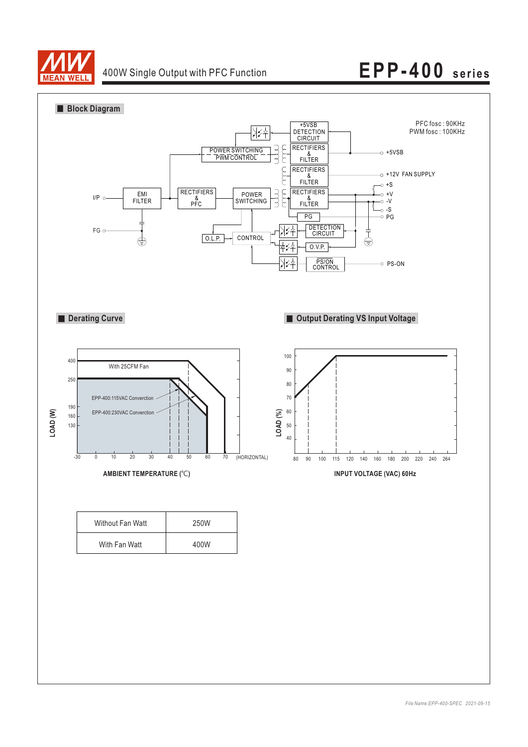## Block Diagram

PFC fosc : 90KHz
PWM fosc : 100KHz

I/P, FG, EMI FILTER, RECTIFIERS & PFC, POWER SWITCHING, POWER SWITCHING PWM CONTROL, +5VSB DETECTION CIRCUIT, RECTIFIERS & FILTER, +5VSB, +12V FAN SUPPLY, +S, +V, -V, -S, PG, DETECTION CIRCUIT, O.L.P., CONTROL, O.V.P., PS/ON CONTROL, PS-ON

## Derating Curve

LOAD (W): 400, 250, 190, 160, 130

With 25CFM Fan

EPP-400:115VAC Convection

EPP-400:230VAC Convection

-30, 0, 10, 20, 30, 40, 50, 60, 70 (HORIZONTAL)

AMBIENT TEMPERATURE (℃)

## Output Derating VS Input Voltage

LOAD (%): 100, 90, 80, 70, 60, 50, 40

80, 90, 100, 115, 120, 140, 160, 180, 200, 220, 240, 264

INPUT VOLTAGE (VAC) 60Hz

| Without Fan Watt | 250W |
|---|---|
| With Fan Watt | 400W |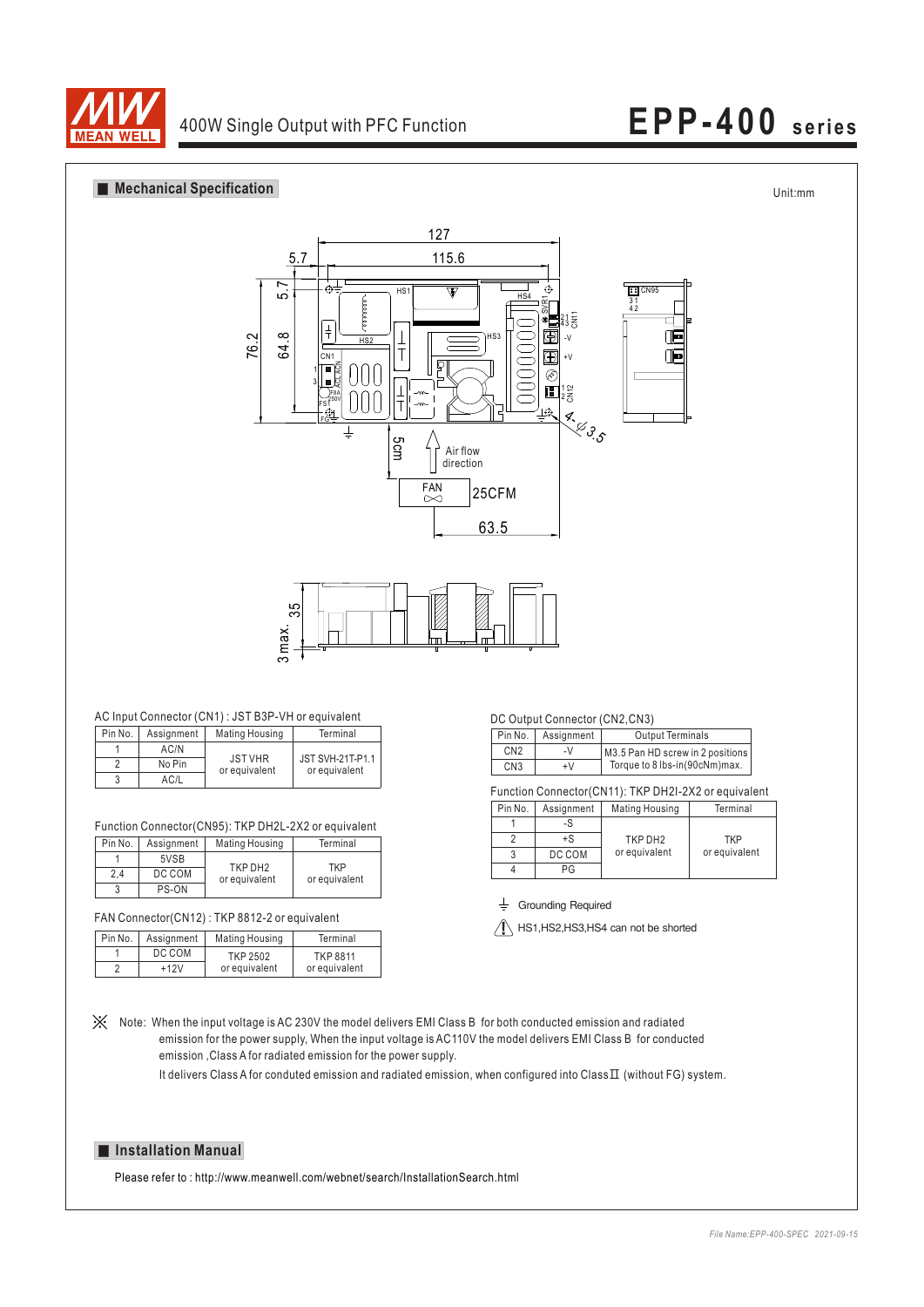## Mechanical Specification

Unit:mm

127
115.6
5.7
5.7
76.2
64.8
HS1
HS2
HS3
HS4
SVR1
CN11
CN1
CN12
CN95
-V
+V
4-ϕ3.5
5cm
Air flow direction
FAN
25CFM
63.5
3 max.
35

AC Input Connector (CN1) : JST B3P-VH or equivalent

| Pin No. | Assignment | Mating Housing | Terminal |
|---|---|---|---|
| 1 | AC/N | JST VHR or equivalent | JST SVH-21T-P1.1 or equivalent |
| 2 | No Pin | | |
| 3 | AC/L | | |

Function Connector(CN95): TKP DH2L-2X2 or equivalent

| Pin No. | Assignment | Mating Housing | Terminal |
|---|---|---|---|
| 1 | 5VSB | TKP DH2 or equivalent | TKP or equivalent |
| 2,4 | DC COM | | |
| 3 | PS-ON | | |

FAN Connector(CN12) : TKP 8812-2 or equivalent

| Pin No. | Assignment | Mating Housing | Terminal |
|---|---|---|---|
| 1 | DC COM | TKP 2502 or equivalent | TKP 8811 or equivalent |
| 2 | +12V | | |

DC Output Connector (CN2,CN3)

| Pin No. | Assignment | Output Terminals |
|---|---|---|
| CN2 | -V | M3.5 Pan HD screw in 2 positions Torque to 8 lbs-in(90cNm)max. |
| CN3 | +V | |

Function Connector(CN11): TKP DH2I-2X2 or equivalent

| Pin No. | Assignment | Mating Housing | Terminal |
|---|---|---|---|
| 1 | -S | TKP DH2 or equivalent | TKP or equivalent |
| 2 | +S | | |
| 3 | DC COM | | |
| 4 | PG | | |

⏚ Grounding Required

⚠ HS1,HS2,HS3,HS4 can not be shorted

※ Note: When the input voltage is AC 230V the model delivers EMI Class B for both conducted emission and radiated emission for the power supply, When the input voltage is AC110V the model delivers EMI Class B for conducted emission ,Class A for radiated emission for the power supply.
It delivers Class A for conduted emission and radiated emission, when configured into Class Ⅱ (without FG) system.

## Installation Manual

Please refer to : http://www.meanwell.com/webnet/search/InstallationSearch.html